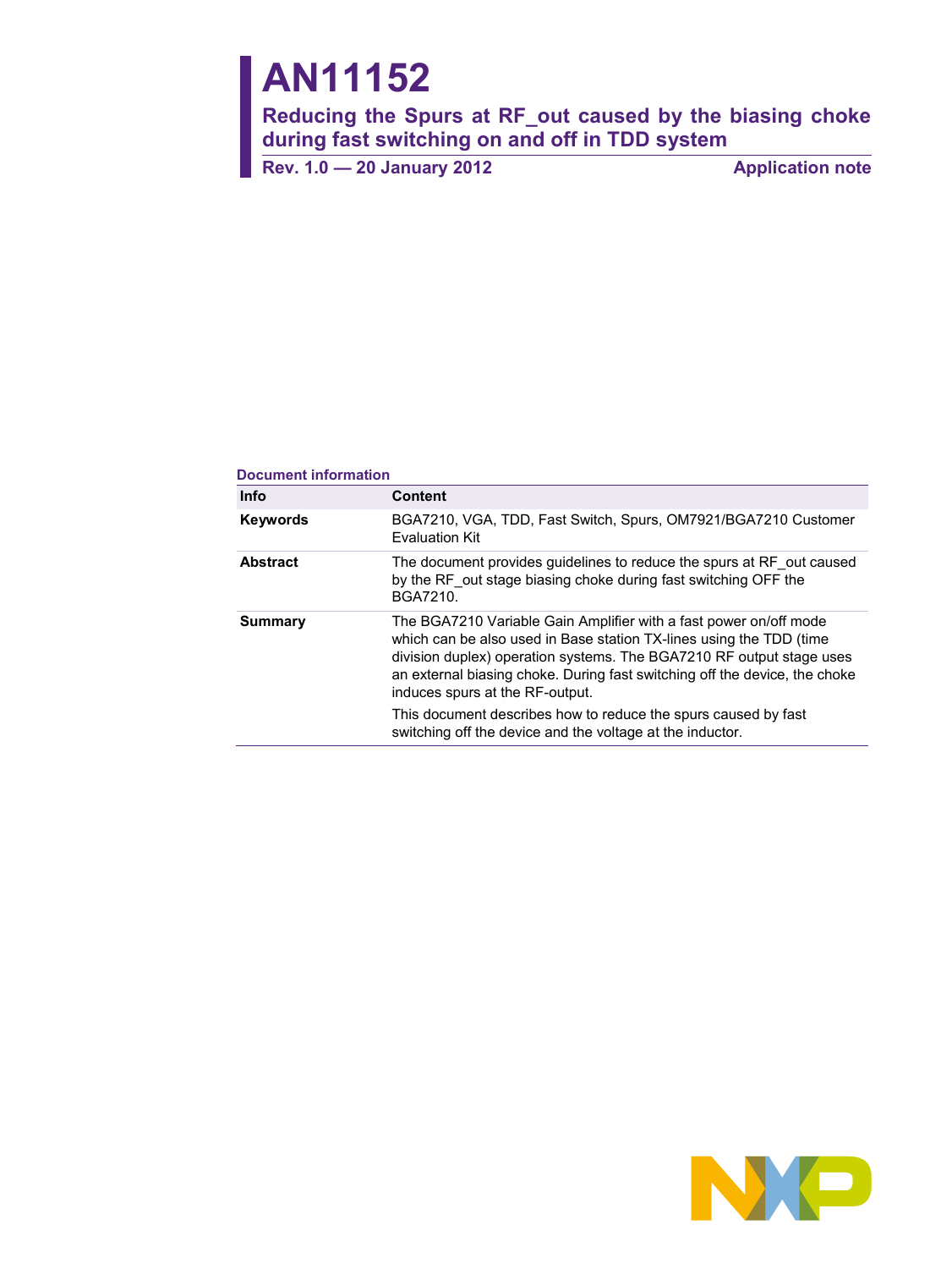# AN11152

## Reducing the Spurs at RF_out caused by the biasing choke during fast switching on and off in TDD system

**Rev. 1.0 — 20 January 2012** **Application note**

**Document information**

| Info | Content |
|---|---|
| **Keywords** | BGA7210, VGA, TDD, Fast Switch, Spurs, OM7921/BGA7210 Customer Evaluation Kit |
| **Abstract** | The document provides guidelines to reduce the spurs at RF_out caused by the RF_out stage biasing choke during fast switching OFF the BGA7210. |
| **Summary** | The BGA7210 Variable Gain Amplifier with a fast power on/off mode which can be also used in Base station TX-lines using the TDD (time division duplex) operation systems. The BGA7210 RF output stage uses an external biasing choke. During fast switching off the device, the choke induces spurs at the RF-output. <br><br> This document describes how to reduce the spurs caused by fast switching off the device and the voltage at the inductor. |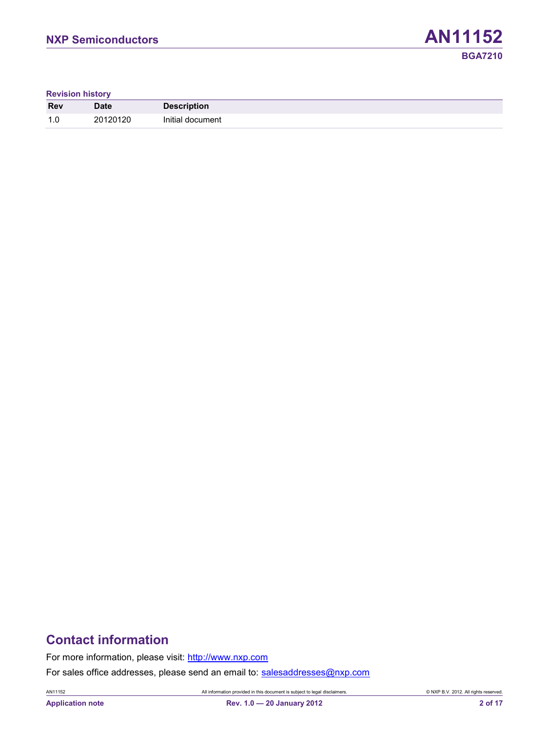**Revision history**

| Rev | Date | Description |
| --- | --- | --- |
| 1.0 | 20120120 | Initial document |

## Contact information

For more information, please visit: http://www.nxp.com

For sales office addresses, please send an email to: salesaddresses@nxp.com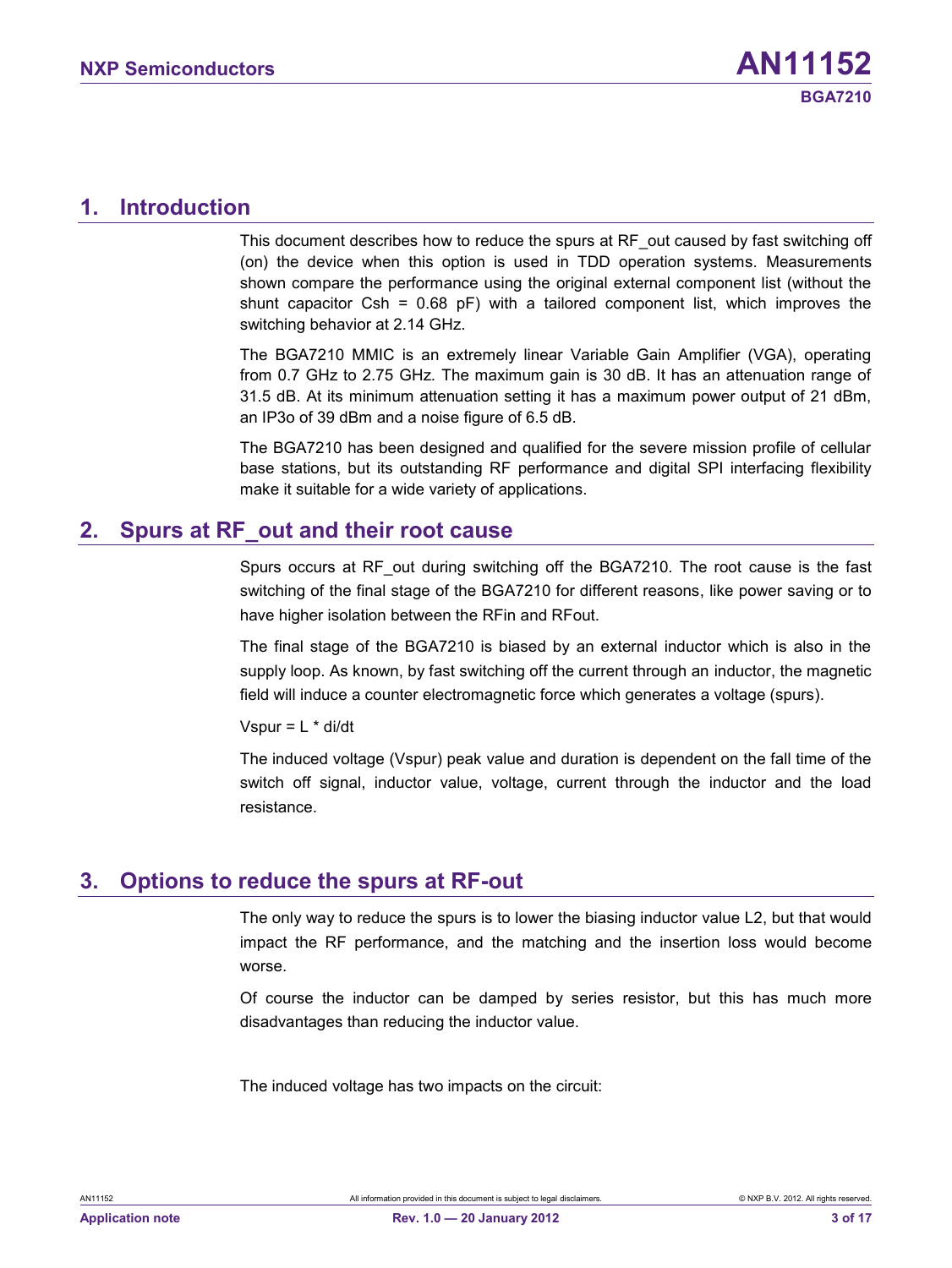## 1. Introduction

This document describes how to reduce the spurs at RF_out caused by fast switching off (on) the device when this option is used in TDD operation systems. Measurements shown compare the performance using the original external component list (without the shunt capacitor Csh = 0.68 pF) with a tailored component list, which improves the switching behavior at 2.14 GHz.

The BGA7210 MMIC is an extremely linear Variable Gain Amplifier (VGA), operating from 0.7 GHz to 2.75 GHz. The maximum gain is 30 dB. It has an attenuation range of 31.5 dB. At its minimum attenuation setting it has a maximum power output of 21 dBm, an IP3o of 39 dBm and a noise figure of 6.5 dB.

The BGA7210 has been designed and qualified for the severe mission profile of cellular base stations, but its outstanding RF performance and digital SPI interfacing flexibility make it suitable for a wide variety of applications.

## 2. Spurs at RF_out and their root cause

Spurs occurs at RF_out during switching off the BGA7210. The root cause is the fast switching of the final stage of the BGA7210 for different reasons, like power saving or to have higher isolation between the RFin and RFout.

The final stage of the BGA7210 is biased by an external inductor which is also in the supply loop. As known, by fast switching off the current through an inductor, the magnetic field will induce a counter electromagnetic force which generates a voltage (spurs).

$V_{spur} = L * di/dt$

The induced voltage (Vspur) peak value and duration is dependent on the fall time of the switch off signal, inductor value, voltage, current through the inductor and the load resistance.

## 3. Options to reduce the spurs at RF-out

The only way to reduce the spurs is to lower the biasing inductor value L2, but that would impact the RF performance, and the matching and the insertion loss would become worse.

Of course the inductor can be damped by series resistor, but this has much more disadvantages than reducing the inductor value.

The induced voltage has two impacts on the circuit: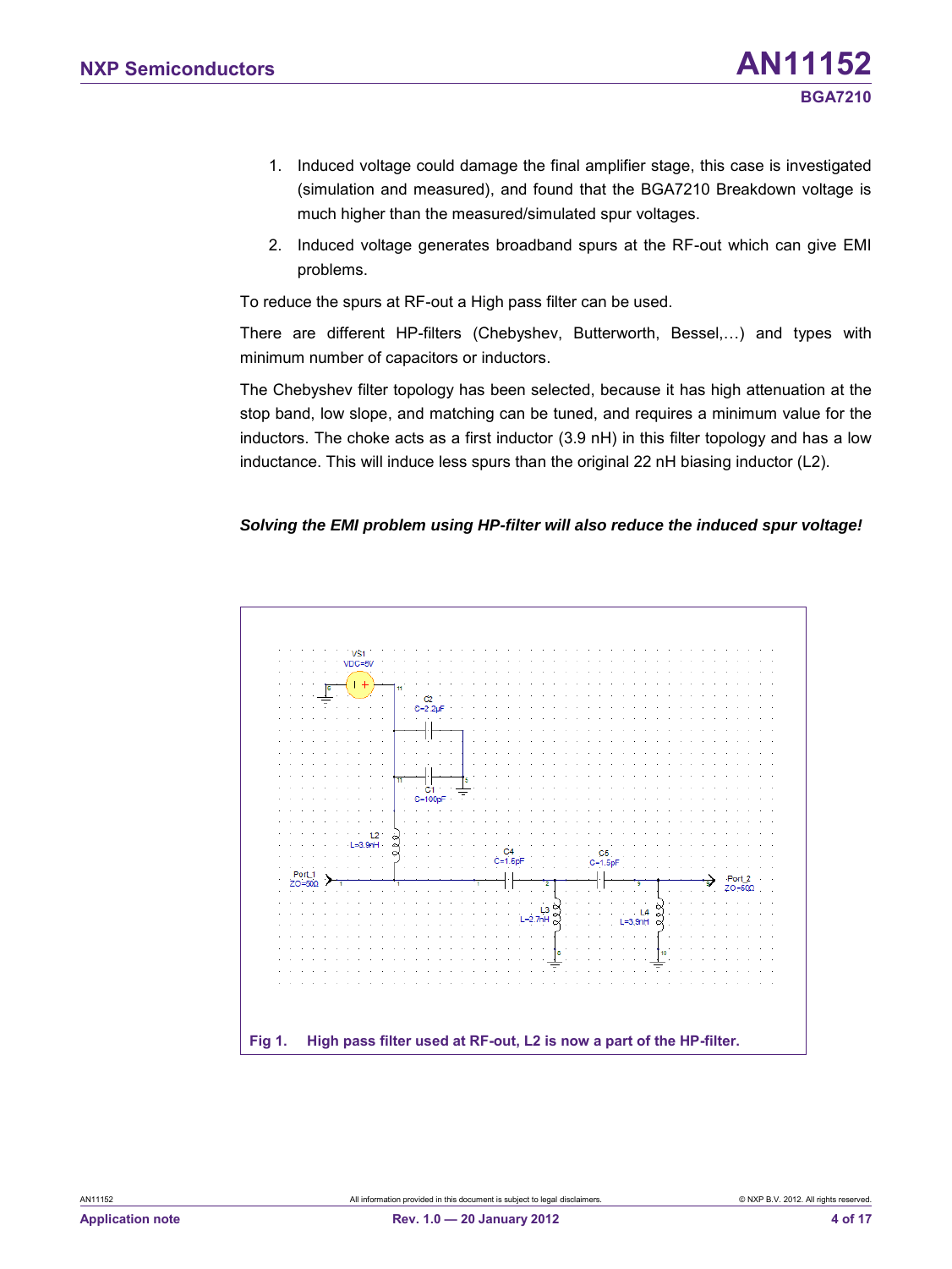1. Induced voltage could damage the final amplifier stage, this case is investigated (simulation and measured), and found that the BGA7210 Breakdown voltage is much higher than the measured/simulated spur voltages.
2. Induced voltage generates broadband spurs at the RF-out which can give EMI problems.

To reduce the spurs at RF-out a High pass filter can be used.

There are different HP-filters (Chebyshev, Butterworth, Bessel,…) and types with minimum number of capacitors or inductors.

The Chebyshev filter topology has been selected, because it has high attenuation at the stop band, low slope, and matching can be tuned, and requires a minimum value for the inductors. The choke acts as a first inductor (3.9 nH) in this filter topology and has a low inductance. This will induce less spurs than the original 22 nH biasing inductor (L2).

***Solving the EMI problem using HP-filter will also reduce the induced spur voltage!***

**Fig 1. High pass filter used at RF-out, L2 is now a part of the HP-filter.**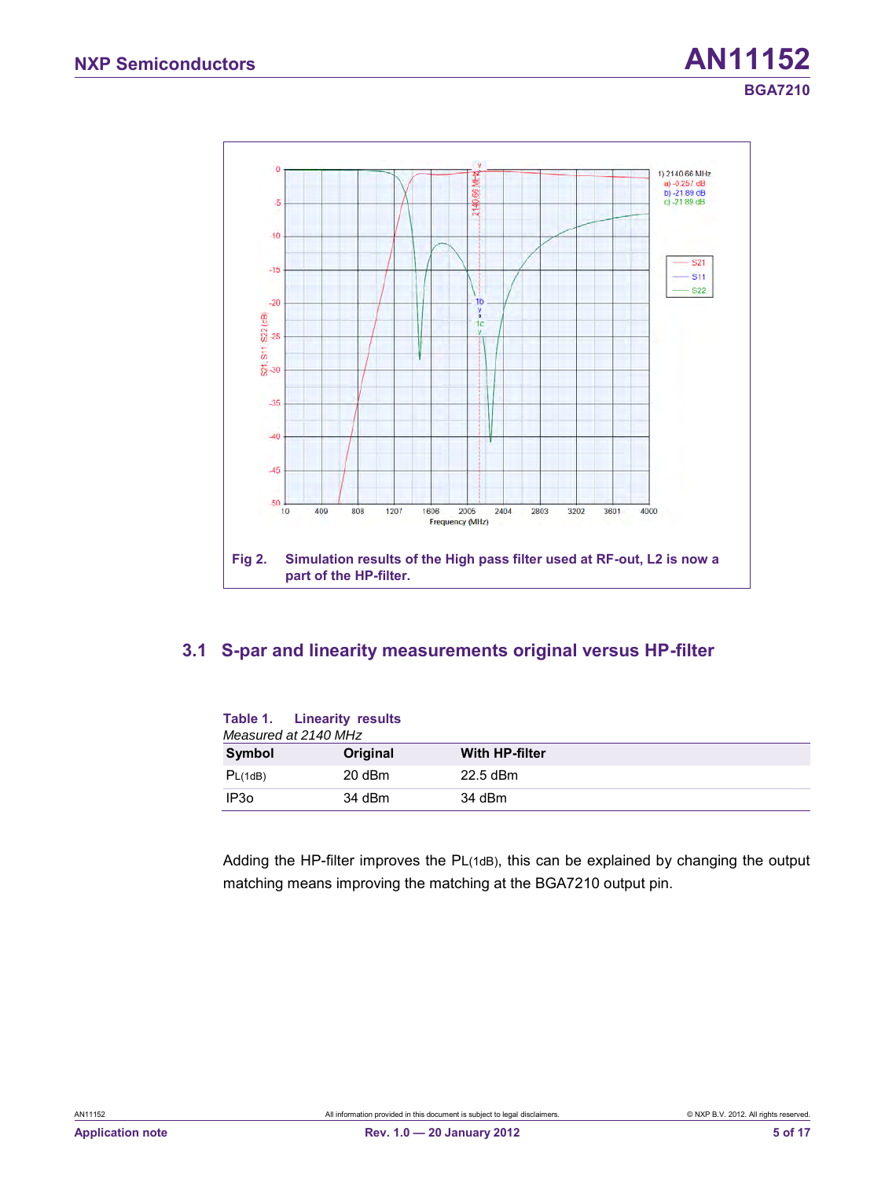Fig 2. Simulation results of the High pass filter used at RF-out, L2 is now a part of the HP-filter.

## 3.1 S-par and linearity measurements original versus HP-filter

**Table 1. Linearity results**

*Measured at 2140 MHz*

| Symbol | Original | With HP-filter |
|---|---|---|
| $P_{L(1dB)}$ | 20 dBm | 22.5 dBm |
| IP3o | 34 dBm | 34 dBm |

Adding the HP-filter improves the $P_{L(1dB)}$, this can be explained by changing the output matching means improving the matching at the BGA7210 output pin.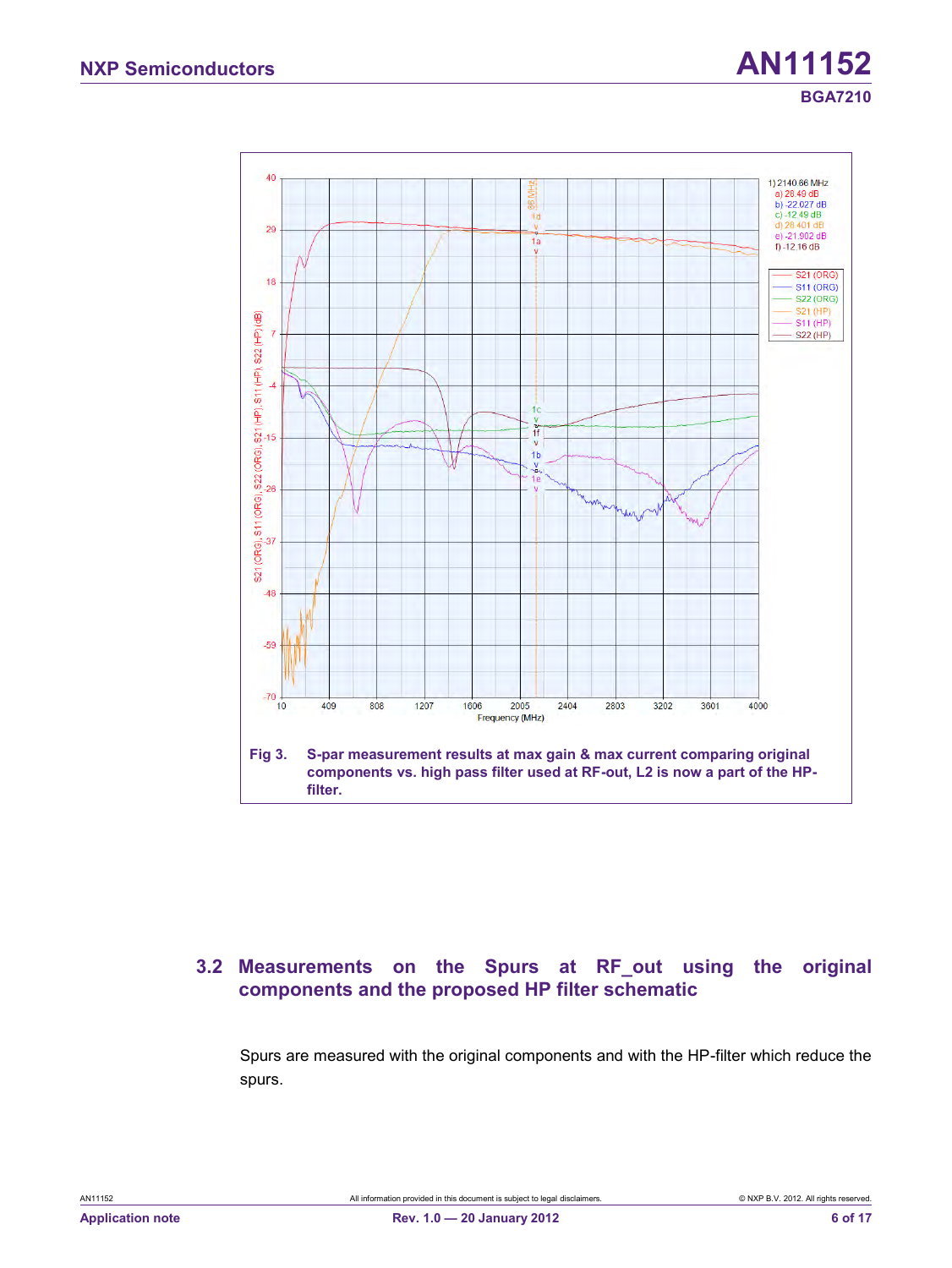Fig 3. S-par measurement results at max gain & max current comparing original components vs. high pass filter used at RF-out, L2 is now a part of the HP-filter.

### 3.2 Measurements on the Spurs at RF_out using the original components and the proposed HP filter schematic

Spurs are measured with the original components and with the HP-filter which reduce the spurs.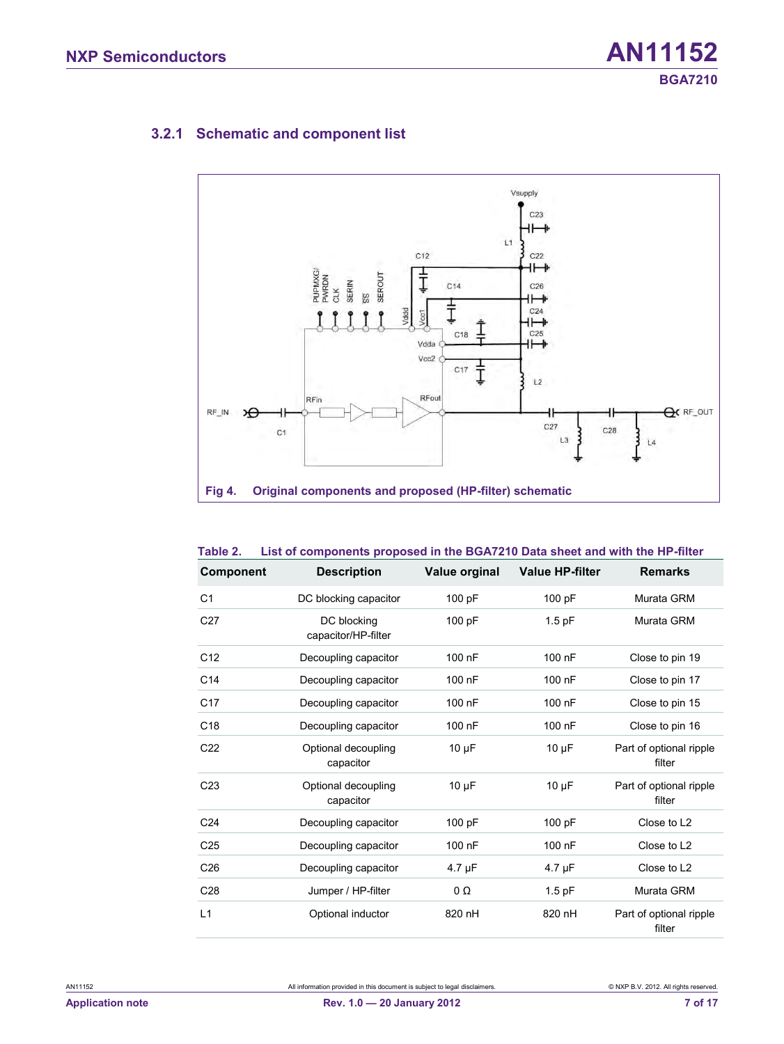### 3.2.1 Schematic and component list

Fig 4. Original components and proposed (HP-filter) schematic

Table 2. List of components proposed in the BGA7210 Data sheet and with the HP-filter

| Component | Description | Value orginal | Value HP-filter | Remarks |
|---|---|---|---|---|
| C1 | DC blocking capacitor | 100 pF | 100 pF | Murata GRM |
| C27 | DC blocking capacitor/HP-filter | 100 pF | 1.5 pF | Murata GRM |
| C12 | Decoupling capacitor | 100 nF | 100 nF | Close to pin 19 |
| C14 | Decoupling capacitor | 100 nF | 100 nF | Close to pin 17 |
| C17 | Decoupling capacitor | 100 nF | 100 nF | Close to pin 15 |
| C18 | Decoupling capacitor | 100 nF | 100 nF | Close to pin 16 |
| C22 | Optional decoupling capacitor | 10 μF | 10 μF | Part of optional ripple filter |
| C23 | Optional decoupling capacitor | 10 μF | 10 μF | Part of optional ripple filter |
| C24 | Decoupling capacitor | 100 pF | 100 pF | Close to L2 |
| C25 | Decoupling capacitor | 100 nF | 100 nF | Close to L2 |
| C26 | Decoupling capacitor | 4.7 μF | 4.7 μF | Close to L2 |
| C28 | Jumper / HP-filter | 0 Ω | 1.5 pF | Murata GRM |
| L1 | Optional inductor | 820 nH | 820 nH | Part of optional ripple filter |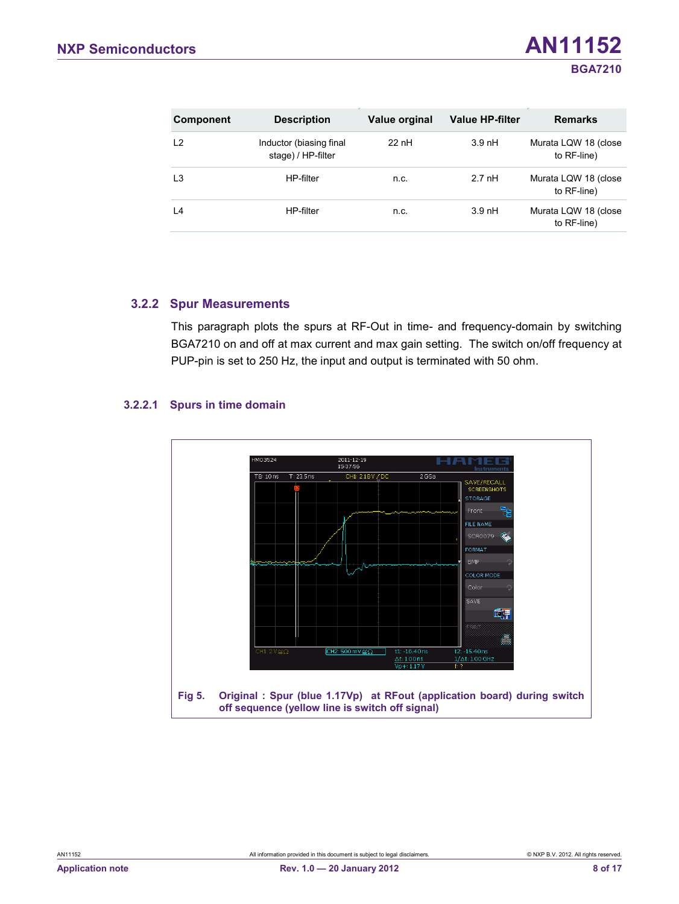| Component | Description | Value orginal | Value HP-filter | Remarks |
|---|---|---|---|---|
| L2 | Inductor (biasing final stage) / HP-filter | 22 nH | 3.9 nH | Murata LQW 18 (close to RF-line) |
| L3 | HP-filter | n.c. | 2.7 nH | Murata LQW 18 (close to RF-line) |
| L4 | HP-filter | n.c. | 3.9 nH | Murata LQW 18 (close to RF-line) |

### 3.2.2 Spur Measurements

This paragraph plots the spurs at RF-Out in time- and frequency-domain by switching BGA7210 on and off at max current and max gain setting. The switch on/off frequency at PUP-pin is set to 250 Hz, the input and output is terminated with 50 ohm.

#### 3.2.2.1 Spurs in time domain

Fig 5. Original : Spur (blue 1.17Vp) at RFout (application board) during switch off sequence (yellow line is switch off signal)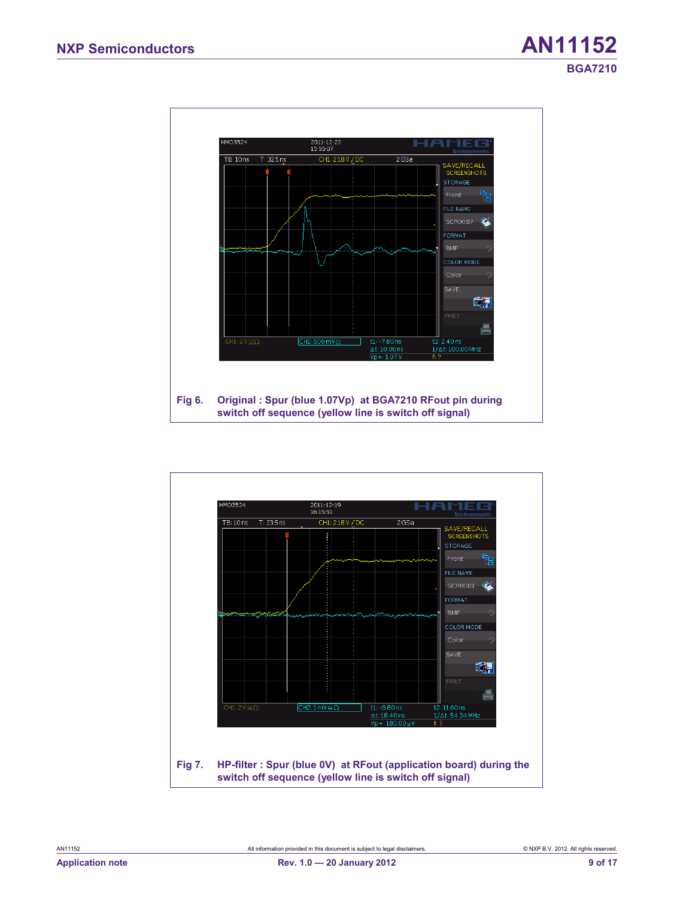Fig 6. Original : Spur (blue 1.07Vp) at BGA7210 RFout pin during switch off sequence (yellow line is switch off signal)

Fig 7. HP-filter : Spur (blue 0V) at RFout (application board) during the switch off sequence (yellow line is switch off signal)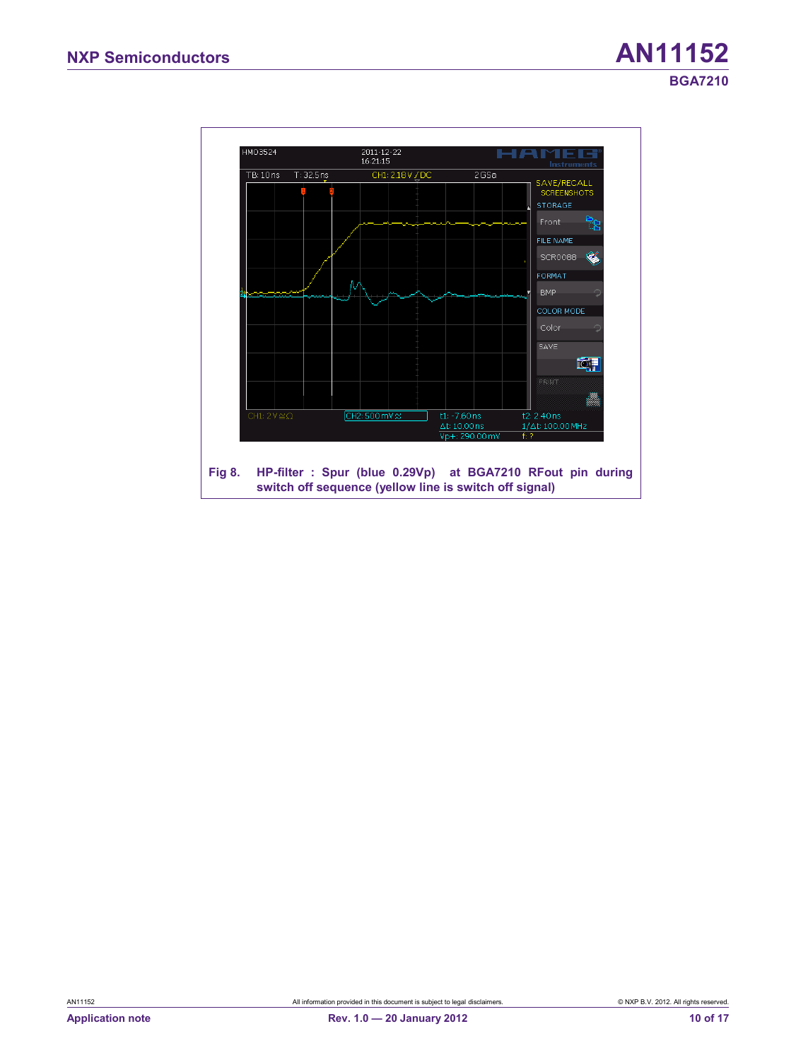Fig 8. HP-filter : Spur (blue 0.29Vp) at BGA7210 RFout pin during switch off sequence (yellow line is switch off signal)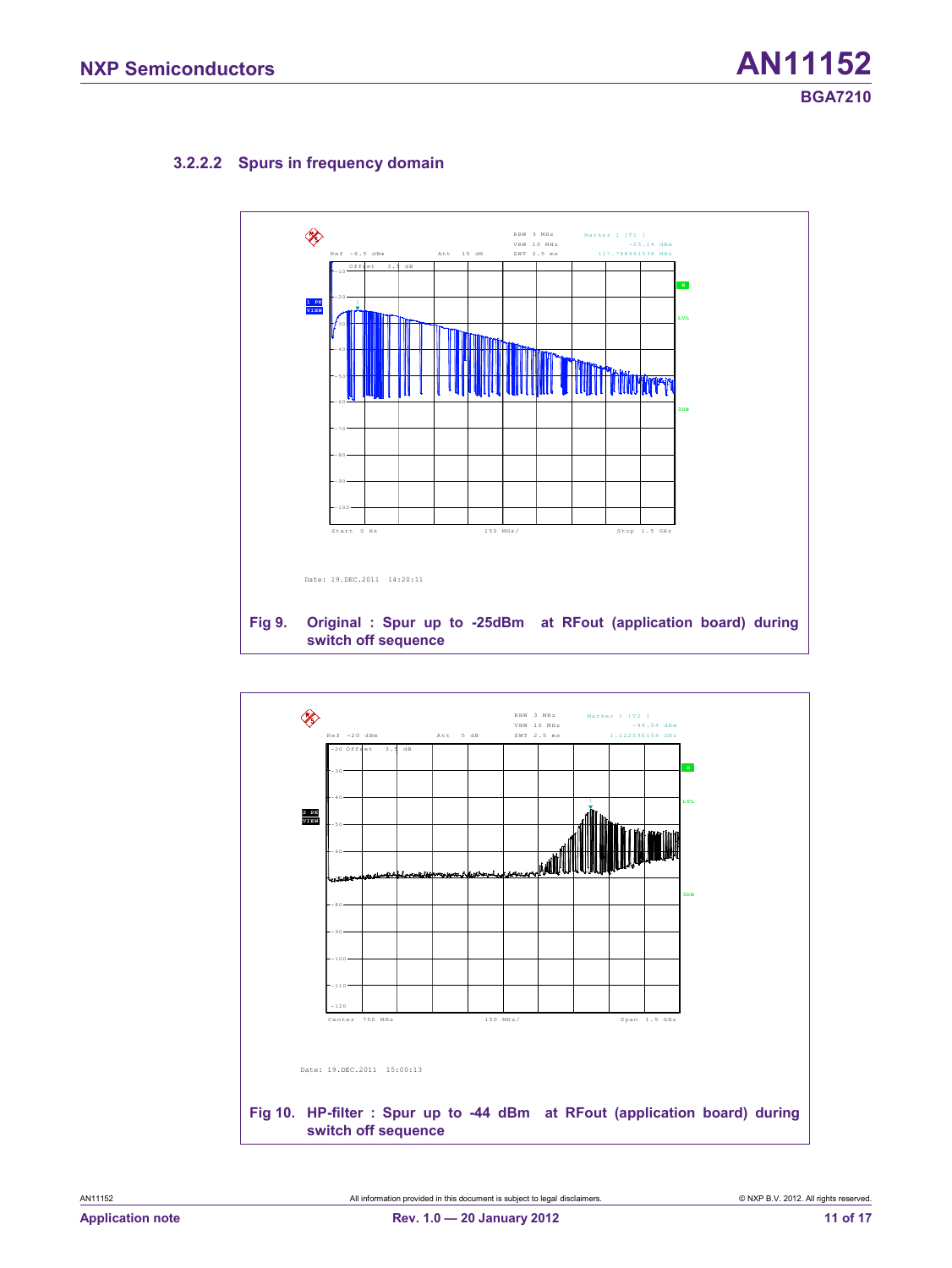### 3.2.2.2 Spurs in frequency domain

Fig 9. Original : Spur up to -25dBm at RFout (application board) during switch off sequence

Fig 10. HP-filter : Spur up to -44 dBm at RFout (application board) during switch off sequence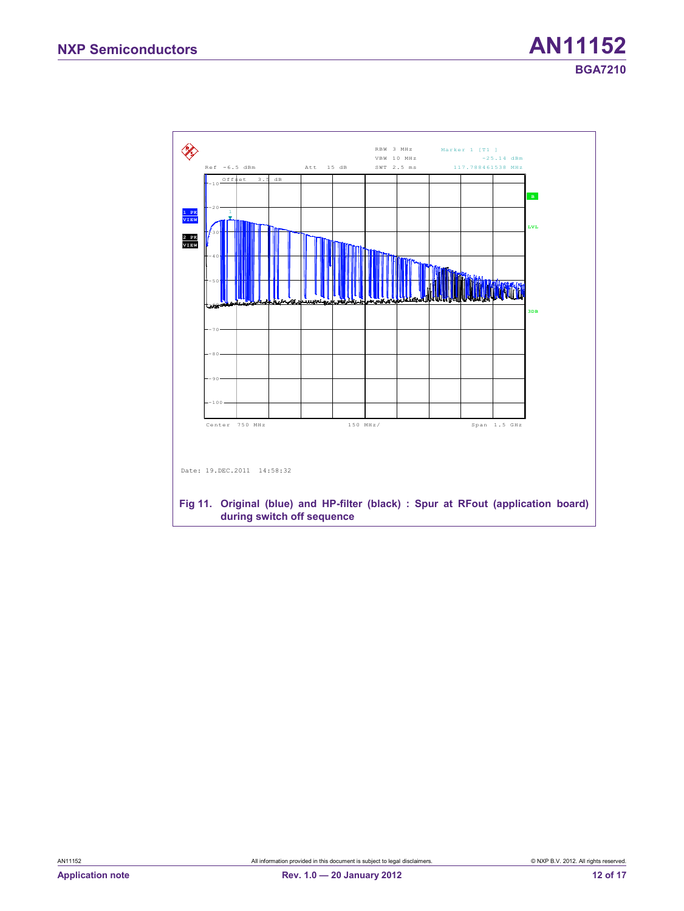Fig 11. Original (blue) and HP-filter (black) : Spur at RFout (application board) during switch off sequence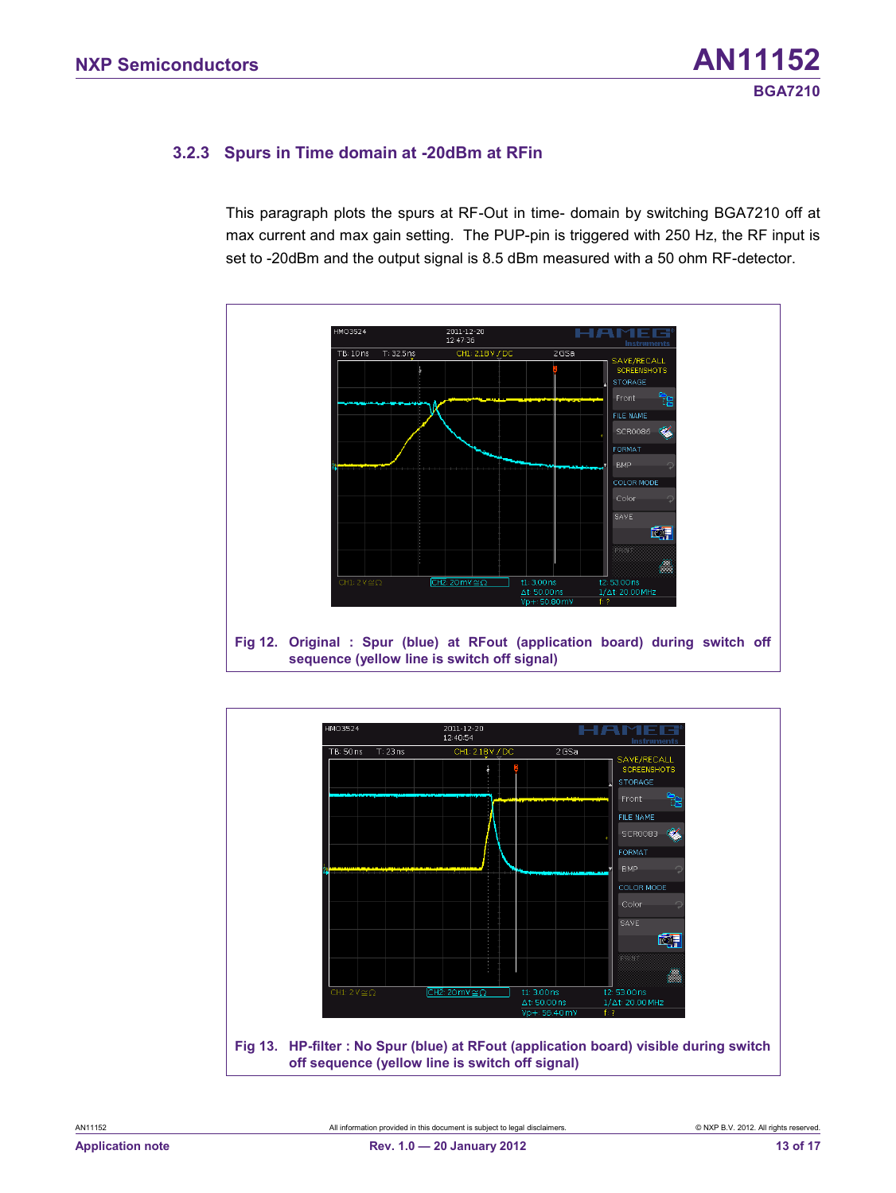### 3.2.3 Spurs in Time domain at -20dBm at RFin

This paragraph plots the spurs at RF-Out in time- domain by switching BGA7210 off at max current and max gain setting. The PUP-pin is triggered with 250 Hz, the RF input is set to -20dBm and the output signal is 8.5 dBm measured with a 50 ohm RF-detector.

**Fig 12. Original : Spur (blue) at RFout (application board) during switch off sequence (yellow line is switch off signal)**

**Fig 13. HP-filter : No Spur (blue) at RFout (application board) visible during switch off sequence (yellow line is switch off signal)**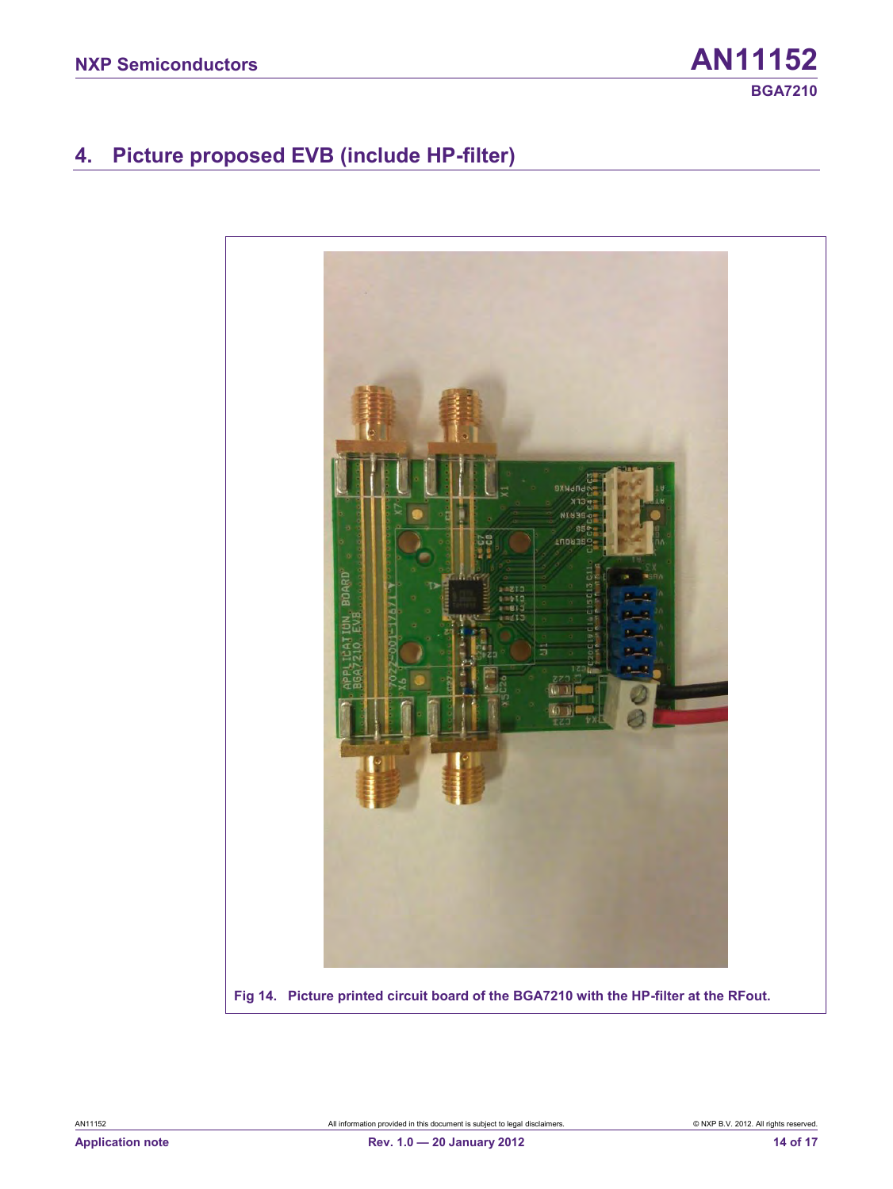## 4. Picture proposed EVB (include HP-filter)

Fig 14. Picture printed circuit board of the BGA7210 with the HP-filter at the RFout.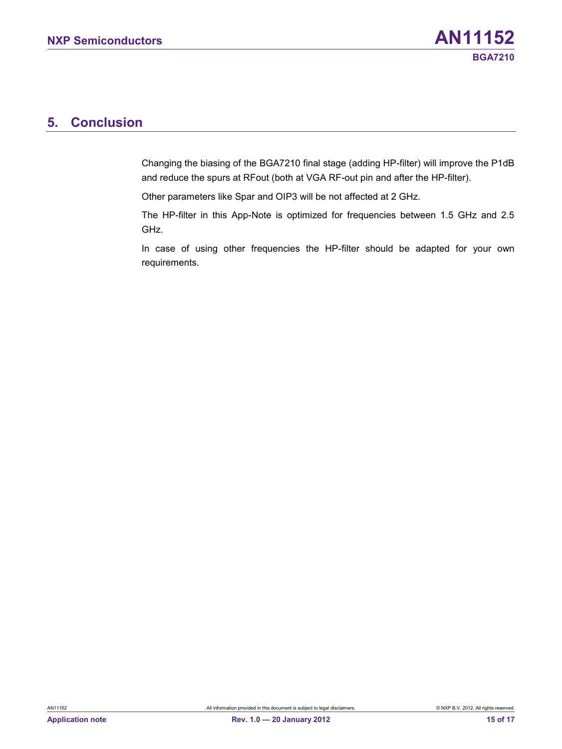## 5. Conclusion

Changing the biasing of the BGA7210 final stage (adding HP-filter) will improve the P1dB and reduce the spurs at RFout (both at VGA RF-out pin and after the HP-filter).

Other parameters like Spar and OIP3 will be not affected at 2 GHz.

The HP-filter in this App-Note is optimized for frequencies between 1.5 GHz and 2.5 GHz.

In case of using other frequencies the HP-filter should be adapted for your own requirements.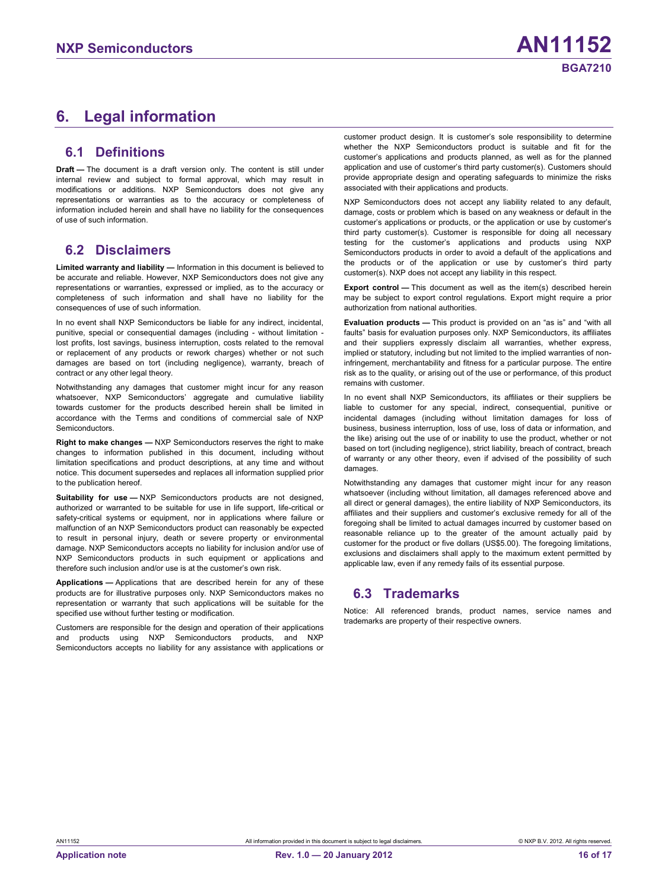# 6. Legal information

## 6.1 Definitions

**Draft —** The document is a draft version only. The content is still under internal review and subject to formal approval, which may result in modifications or additions. NXP Semiconductors does not give any representations or warranties as to the accuracy or completeness of information included herein and shall have no liability for the consequences of use of such information.

## 6.2 Disclaimers

**Limited warranty and liability —** Information in this document is believed to be accurate and reliable. However, NXP Semiconductors does not give any representations or warranties, expressed or implied, as to the accuracy or completeness of such information and shall have no liability for the consequences of use of such information.

In no event shall NXP Semiconductors be liable for any indirect, incidental, punitive, special or consequential damages (including - without limitation - lost profits, lost savings, business interruption, costs related to the removal or replacement of any products or rework charges) whether or not such damages are based on tort (including negligence), warranty, breach of contract or any other legal theory.

Notwithstanding any damages that customer might incur for any reason whatsoever, NXP Semiconductors' aggregate and cumulative liability towards customer for the products described herein shall be limited in accordance with the Terms and conditions of commercial sale of NXP Semiconductors.

**Right to make changes —** NXP Semiconductors reserves the right to make changes to information published in this document, including without limitation specifications and product descriptions, at any time and without notice. This document supersedes and replaces all information supplied prior to the publication hereof.

**Suitability for use —** NXP Semiconductors products are not designed, authorized or warranted to be suitable for use in life support, life-critical or safety-critical systems or equipment, nor in applications where failure or malfunction of an NXP Semiconductors product can reasonably be expected to result in personal injury, death or severe property or environmental damage. NXP Semiconductors accepts no liability for inclusion and/or use of NXP Semiconductors products in such equipment or applications and therefore such inclusion and/or use is at the customer's own risk.

**Applications —** Applications that are described herein for any of these products are for illustrative purposes only. NXP Semiconductors makes no representation or warranty that such applications will be suitable for the specified use without further testing or modification.

Customers are responsible for the design and operation of their applications and products using NXP Semiconductors products, and NXP Semiconductors accepts no liability for any assistance with applications or customer product design. It is customer's sole responsibility to determine whether the NXP Semiconductors product is suitable and fit for the customer's applications and products planned, as well as for the planned application and use of customer's third party customer(s). Customers should provide appropriate design and operating safeguards to minimize the risks associated with their applications and products.

NXP Semiconductors does not accept any liability related to any default, damage, costs or problem which is based on any weakness or default in the customer's applications or products, or the application or use by customer's third party customer(s). Customer is responsible for doing all necessary testing for the customer's applications and products using NXP Semiconductors products in order to avoid a default of the applications and the products or of the application or use by customer's third party customer(s). NXP does not accept any liability in this respect.

**Export control —** This document as well as the item(s) described herein may be subject to export control regulations. Export might require a prior authorization from national authorities.

**Evaluation products —** This product is provided on an "as is" and "with all faults" basis for evaluation purposes only. NXP Semiconductors, its affiliates and their suppliers expressly disclaim all warranties, whether express, implied or statutory, including but not limited to the implied warranties of non-infringement, merchantability and fitness for a particular purpose. The entire risk as to the quality, or arising out of the use or performance, of this product remains with customer.

In no event shall NXP Semiconductors, its affiliates or their suppliers be liable to customer for any special, indirect, consequential, punitive or incidental damages (including without limitation damages for loss of business, business interruption, loss of use, loss of data or information, and the like) arising out the use of or inability to use the product, whether or not based on tort (including negligence), strict liability, breach of contract, breach of warranty or any other theory, even if advised of the possibility of such damages.

Notwithstanding any damages that customer might incur for any reason whatsoever (including without limitation, all damages referenced above and all direct or general damages), the entire liability of NXP Semiconductors, its affiliates and their suppliers and customer's exclusive remedy for all of the foregoing shall be limited to actual damages incurred by customer based on reasonable reliance up to the greater of the amount actually paid by customer for the product or five dollars (US$5.00). The foregoing limitations, exclusions and disclaimers shall apply to the maximum extent permitted by applicable law, even if any remedy fails of its essential purpose.

## 6.3 Trademarks

Notice: All referenced brands, product names, service names and trademarks are property of their respective owners.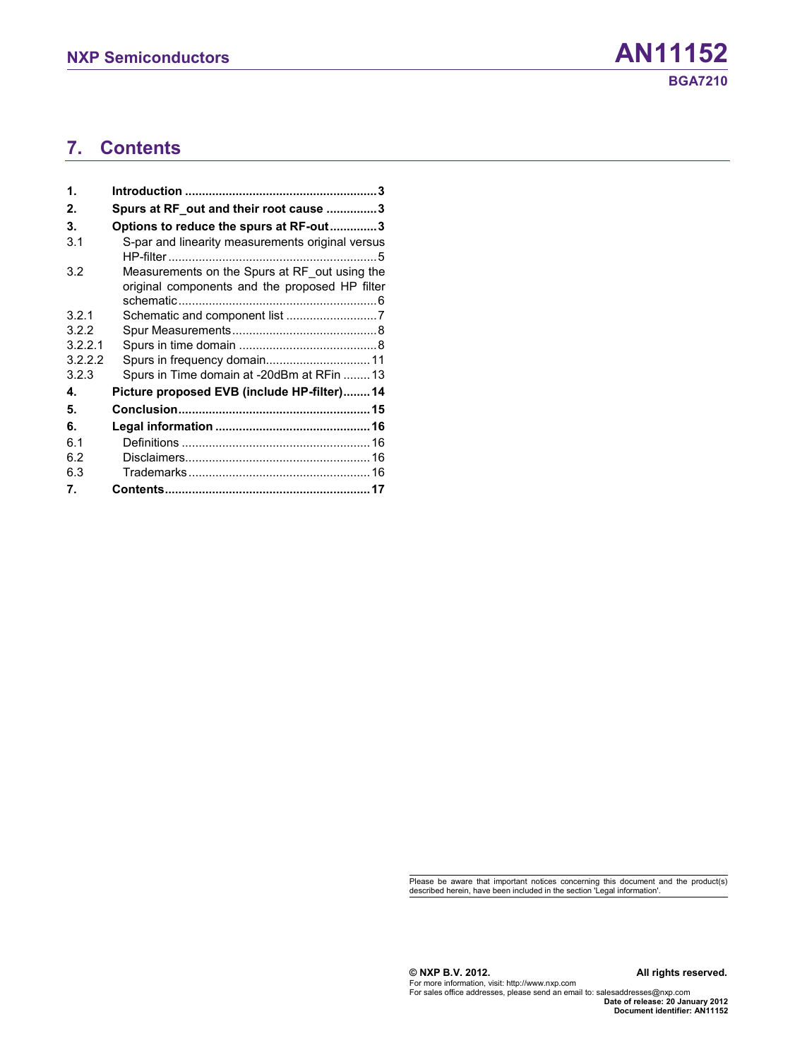## 7. Contents

| | | |
|---|---|---|
| **1.** | **Introduction** | **3** |
| **2.** | **Spurs at RF_out and their root cause** | **3** |
| **3.** | **Options to reduce the spurs at RF-out** | **3** |
| 3.1 | S-par and linearity measurements original versus HP-filter | 5 |
| 3.2 | Measurements on the Spurs at RF_out using the original components and the proposed HP filter schematic | 6 |
| 3.2.1 | Schematic and component list | 7 |
| 3.2.2 | Spur Measurements | 8 |
| 3.2.2.1 | Spurs in time domain | 8 |
| 3.2.2.2 | Spurs in frequency domain | 11 |
| 3.2.3 | Spurs in Time domain at -20dBm at RFin | 13 |
| **4.** | **Picture proposed EVB (include HP-filter)** | **14** |
| **5.** | **Conclusion** | **15** |
| **6.** | **Legal information** | **16** |
| 6.1 | Definitions | 16 |
| 6.2 | Disclaimers | 16 |
| 6.3 | Trademarks | 16 |
| **7.** | **Contents** | **17** |

Please be aware that important notices concerning this document and the product(s) described herein, have been included in the section 'Legal information'.

**© NXP B.V. 2012. All rights reserved.**

For more information, visit: http://www.nxp.com
For sales office addresses, please send an email to: salesaddresses@nxp.com

**Date of release: 20 January 2012**
**Document identifier: AN11152**